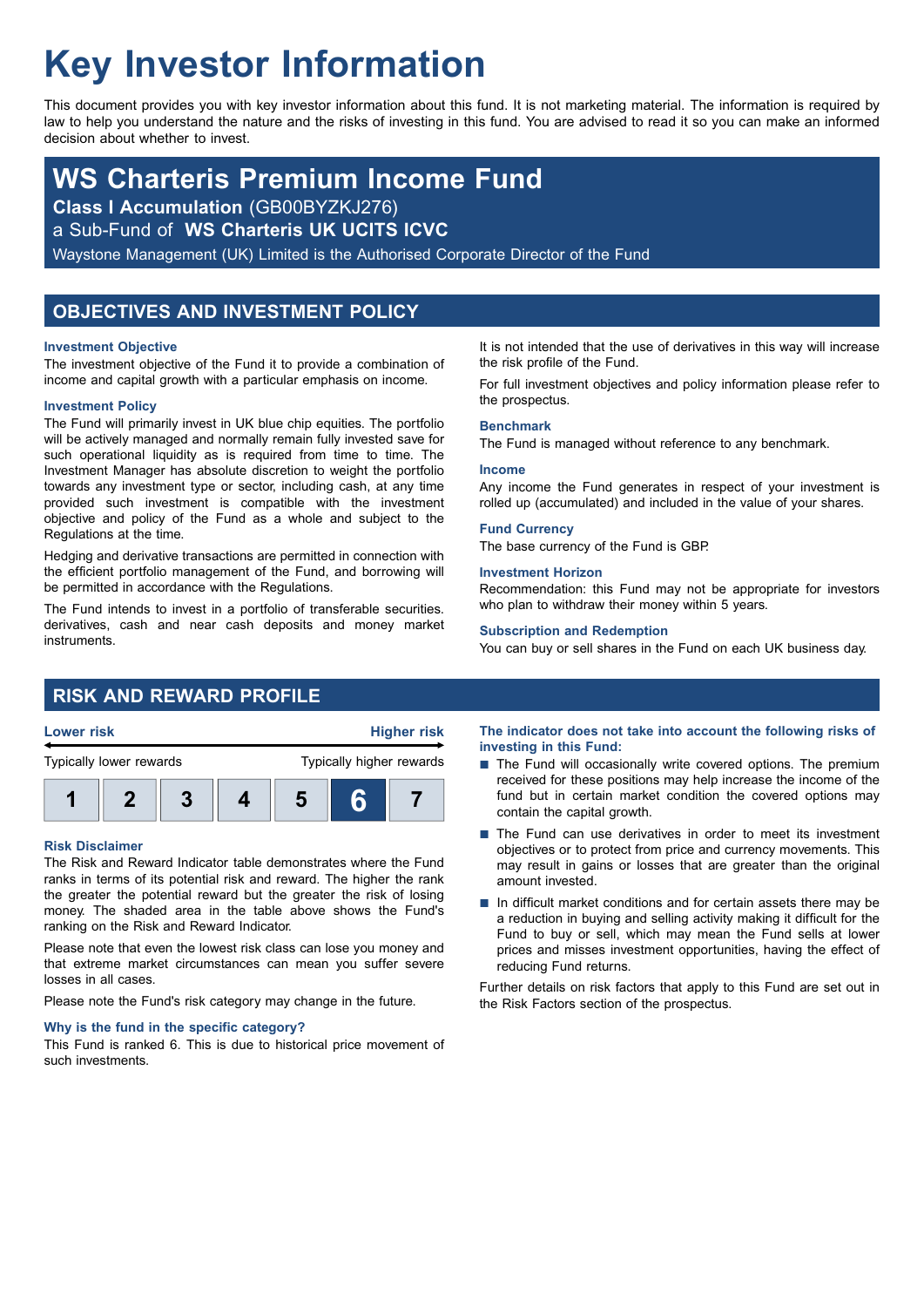# Key Investor Information

This document provides you with key investor information about this fund. It is not marketing material. The information is required by law to help you understand the nature and the risks of investing in this fund. You are advised to read it so you can make an informed decision about whether to invest.

## WS Charteris Premium Income Fund

**Class I Accumulation** (GB00BYZKJ276)

a Sub-Fund of **WS Charteris UK UCITS ICVC**

Waystone Management (UK) Limited is the Authorised Corporate Director of the Fund

## OBJECTIVES AND INVESTMENT POLICY

### Investment Objective

The investment objective of the Fund it to provide a combination of income and capital growth with a particular emphasis on income.

### Investment Policy

The Fund will primarily invest in UK blue chip equities. The portfolio will be actively managed and normally remain fully invested save for such operational liquidity as is required from time to time. The Investment Manager has absolute discretion to weight the portfolio towards any investment type or sector, including cash, at any time provided such investment is compatible with the investment objective and policy of the Fund as a whole and subject to the Regulations at the time.

Hedging and derivative transactions are permitted in connection with the efficient portfolio management of the Fund, and borrowing will be permitted in accordance with the Regulations.

The Fund intends to invest in a portfolio of transferable securities. derivatives, cash and near cash deposits and money market instruments.

It is not intended that the use of derivatives in this way will increase the risk profile of the Fund.

For full investment objectives and policy information please refer to the prospectus.

### Benchmark

The Fund is managed without reference to any benchmark.

### Income

Any income the Fund generates in respect of your investment is rolled up (accumulated) and included in the value of your shares.

### Fund Currency

The base currency of the Fund is GBP.

### Investment Horizon

Recommendation: this Fund may not be appropriate for investors who plan to withdraw their money within 5 years.

### Subscription and Redemption

You can buy or sell shares in the Fund on each UK business day.

## RISK AND REWARD PROFILE

| Lower risk | | | | | | Higher risk |
|---|---|---|---|---|---|---|
| Typically lower rewards | | | | | | Typically higher rewards |
| 1 | 2 | 3 | 4 | 5 | **6** | 7 |

### Risk Disclaimer

The Risk and Reward Indicator table demonstrates where the Fund ranks in terms of its potential risk and reward. The higher the rank the greater the potential reward but the greater the risk of losing money. The shaded area in the table above shows the Fund's ranking on the Risk and Reward Indicator.

Please note that even the lowest risk class can lose you money and that extreme market circumstances can mean you suffer severe losses in all cases.

Please note the Fund's risk category may change in the future.

### Why is the fund in the specific category?

This Fund is ranked 6. This is due to historical price movement of such investments.

### The indicator does not take into account the following risks of investing in this Fund:

- The Fund will occasionally write covered options. The premium received for these positions may help increase the income of the fund but in certain market condition the covered options may contain the capital growth.
- The Fund can use derivatives in order to meet its investment objectives or to protect from price and currency movements. This may result in gains or losses that are greater than the original amount invested.
- In difficult market conditions and for certain assets there may be a reduction in buying and selling activity making it difficult for the Fund to buy or sell, which may mean the Fund sells at lower prices and misses investment opportunities, having the effect of reducing Fund returns.

Further details on risk factors that apply to this Fund are set out in the Risk Factors section of the prospectus.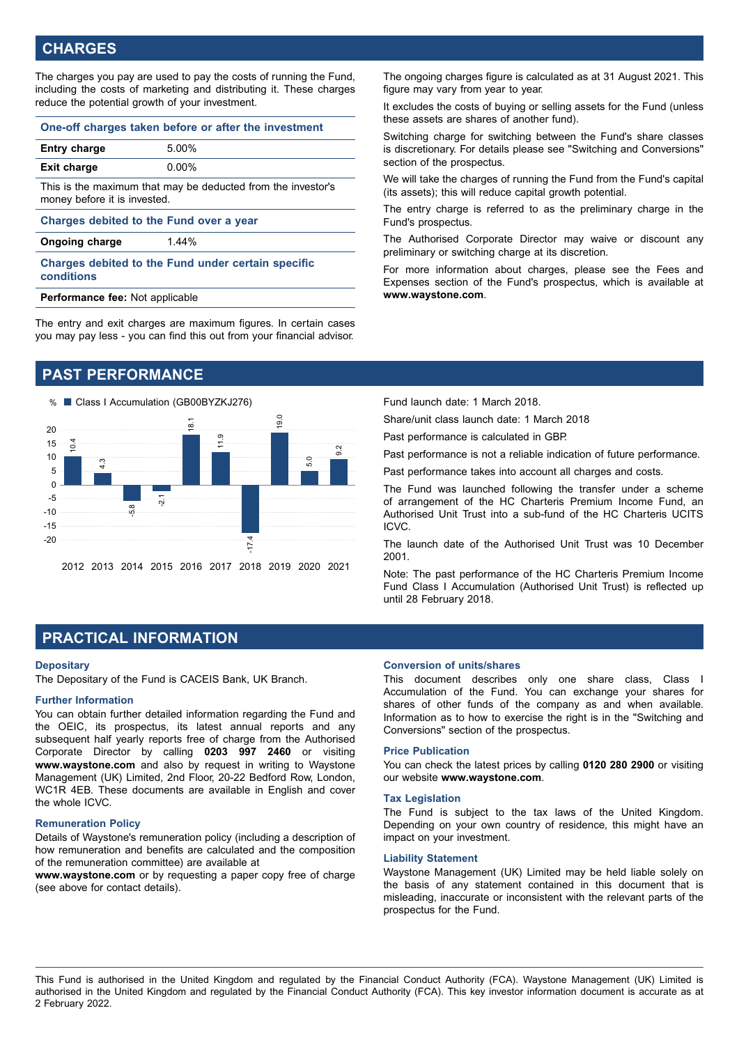## CHARGES

The charges you pay are used to pay the costs of running the Fund, including the costs of marketing and distributing it. These charges reduce the potential growth of your investment.

| | |
|---|---|
| **One-off charges taken before or after the investment** | |
| **Entry charge** | 5.00% |
| **Exit charge** | 0.00% |
| This is the maximum that may be deducted from the investor's money before it is invested. | |
| **Charges debited to the Fund over a year** | |
| **Ongoing charge** | 1.44% |
| **Charges debited to the Fund under certain specific conditions** | |
| **Performance fee:** Not applicable | |

The entry and exit charges are maximum figures. In certain cases you may pay less - you can find this out from your financial advisor.

The ongoing charges figure is calculated as at 31 August 2021. This figure may vary from year to year.

It excludes the costs of buying or selling assets for the Fund (unless these assets are shares of another fund).

Switching charge for switching between the Fund's share classes is discretionary. For details please see "Switching and Conversions" section of the prospectus.

We will take the charges of running the Fund from the Fund's capital (its assets); this will reduce capital growth potential.

The entry charge is referred to as the preliminary charge in the Fund's prospectus.

The Authorised Corporate Director may waive or discount any preliminary or switching charge at its discretion.

For more information about charges, please see the Fees and Expenses section of the Fund's prospectus, which is available at **www.waystone.com**.

## PAST PERFORMANCE

% ■ Class I Accumulation (GB00BYZKJ276)

20
15
10
5
0
-5
-10
-15
-20

10.4
4.3
-5.8
-2.1
18.1
11.9
-17.4
19.0
5.0
9.2

2012 2013 2014 2015 2016 2017 2018 2019 2020 2021

Fund launch date: 1 March 2018.

Share/unit class launch date: 1 March 2018

Past performance is calculated in GBP.

Past performance is not a reliable indication of future performance.

Past performance takes into account all charges and costs.

The Fund was launched following the transfer under a scheme of arrangement of the HC Charteris Premium Income Fund, an Authorised Unit Trust into a sub-fund of the HC Charteris UCITS ICVC.

The launch date of the Authorised Unit Trust was 10 December 2001.

Note: The past performance of the HC Charteris Premium Income Fund Class I Accumulation (Authorised Unit Trust) is reflected up until 28 February 2018.

## PRACTICAL INFORMATION

### Depositary

The Depositary of the Fund is CACEIS Bank, UK Branch.

### Further Information

You can obtain further detailed information regarding the Fund and the OEIC, its prospectus, its latest annual reports and any subsequent half yearly reports free of charge from the Authorised Corporate Director by calling **0203 997 2460** or visiting **www.waystone.com** and also by request in writing to Waystone Management (UK) Limited, 2nd Floor, 20-22 Bedford Row, London, WC1R 4EB. These documents are available in English and cover the whole ICVC.

### Remuneration Policy

Details of Waystone's remuneration policy (including a description of how remuneration and benefits are calculated and the composition of the remuneration committee) are available at **www.waystone.com** or by requesting a paper copy free of charge (see above for contact details).

### Conversion of units/shares

This document describes only one share class, Class I Accumulation of the Fund. You can exchange your shares for shares of other funds of the company as and when available. Information as to how to exercise the right is in the "Switching and Conversions" section of the prospectus.

### Price Publication

You can check the latest prices by calling **0120 280 2900** or visiting our website **www.waystone.com**.

### Tax Legislation

The Fund is subject to the tax laws of the United Kingdom. Depending on your own country of residence, this might have an impact on your investment.

### Liability Statement

Waystone Management (UK) Limited may be held liable solely on the basis of any statement contained in this document that is misleading, inaccurate or inconsistent with the relevant parts of the prospectus for the Fund.

---

This Fund is authorised in the United Kingdom and regulated by the Financial Conduct Authority (FCA). Waystone Management (UK) Limited is authorised in the United Kingdom and regulated by the Financial Conduct Authority (FCA). This key investor information document is accurate as at 2 February 2022.